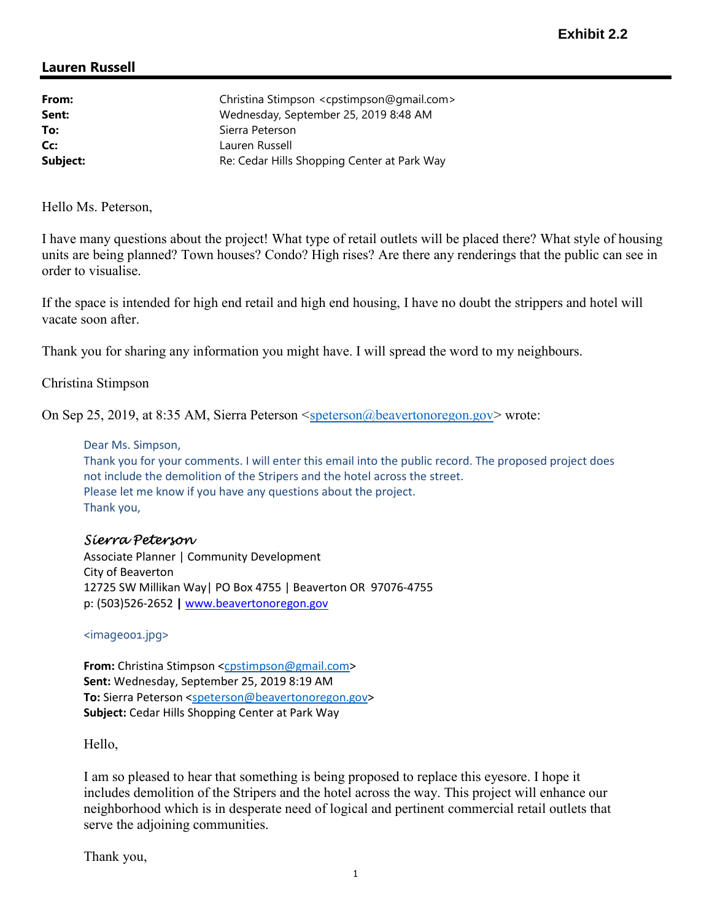**Exhibit 2.2**

## Lauren Russell

| | |
|---|---|
| **From:** | Christina Stimpson <cpstimpson@gmail.com> |
| **Sent:** | Wednesday, September 25, 2019 8:48 AM |
| **To:** | Sierra Peterson |
| **Cc:** | Lauren Russell |
| **Subject:** | Re: Cedar Hills Shopping Center at Park Way |

Hello Ms. Peterson,

I have many questions about the project! What type of retail outlets will be placed there? What style of housing units are being planned? Town houses? Condo? High rises? Are there any renderings that the public can see in order to visualise.

If the space is intended for high end retail and high end housing, I have no doubt the strippers and hotel will vacate soon after.

Thank you for sharing any information you might have. I will spread the word to my neighbours.

Christina Stimpson

On Sep 25, 2019, at 8:35 AM, Sierra Peterson <speterson@beavertonoregon.gov> wrote:

> Dear Ms. Simpson,
> Thank you for your comments. I will enter this email into the public record. The proposed project does not include the demolition of the Stripers and the hotel across the street.
> Please let me know if you have any questions about the project.
> Thank you,
>
> *Sierra Peterson*
> Associate Planner | Community Development
> City of Beaverton
> 12725 SW Millikan Way| PO Box 4755 | Beaverton OR 97076-4755
> p: (503)526-2652 **|** www.beavertonoregon.gov
>
> <image001.jpg>
>
> **From:** Christina Stimpson <cpstimpson@gmail.com>
> **Sent:** Wednesday, September 25, 2019 8:19 AM
> **To:** Sierra Peterson <speterson@beavertonoregon.gov>
> **Subject:** Cedar Hills Shopping Center at Park Way
>
> Hello,
>
> I am so pleased to hear that something is being proposed to replace this eyesore. I hope it includes demolition of the Stripers and the hotel across the way. This project will enhance our neighborhood which is in desperate need of logical and pertinent commercial retail outlets that serve the adjoining communities.
>
> Thank you,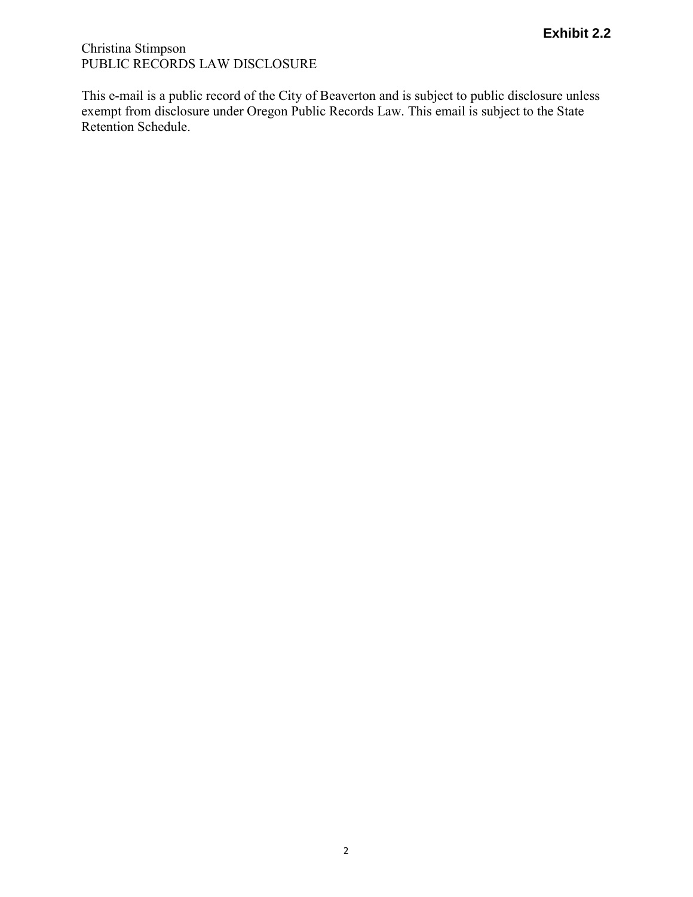**Exhibit 2.2**

Christina Stimpson
PUBLIC RECORDS LAW DISCLOSURE

This e-mail is a public record of the City of Beaverton and is subject to public disclosure unless exempt from disclosure under Oregon Public Records Law. This email is subject to the State Retention Schedule.